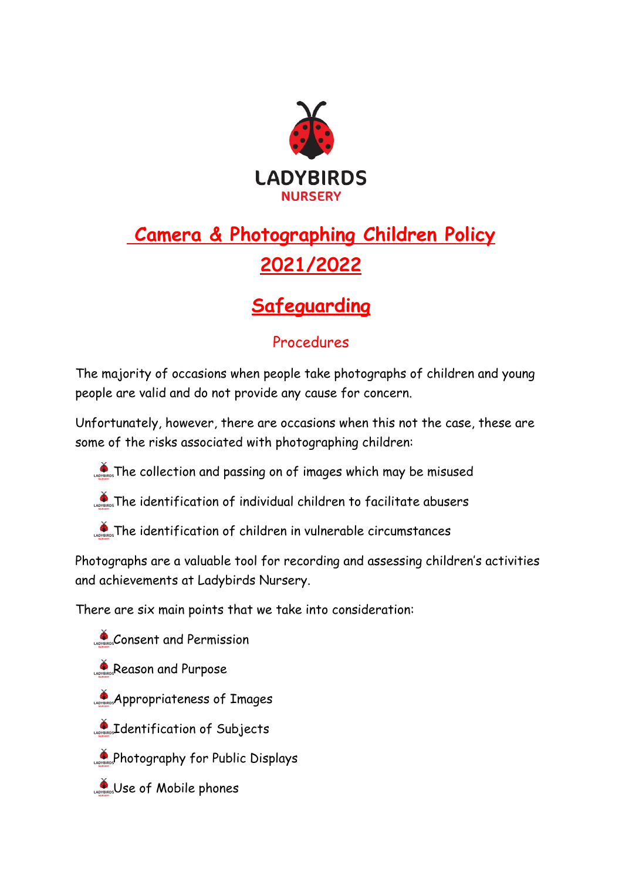LADYBIRDS
NURSERY

# Camera & Photographing Children Policy 2021/2022

## Safeguarding

### Procedures

The majority of occasions when people take photographs of children and young people are valid and do not provide any cause for concern.

Unfortunately, however, there are occasions when this not the case, these are some of the risks associated with photographing children:

- The collection and passing on of images which may be misused
- The identification of individual children to facilitate abusers
- The identification of children in vulnerable circumstances

Photographs are a valuable tool for recording and assessing children's activities and achievements at Ladybirds Nursery.

There are six main points that we take into consideration:

- Consent and Permission
- Reason and Purpose
- Appropriateness of Images
- Identification of Subjects
- Photography for Public Displays
- Use of Mobile phones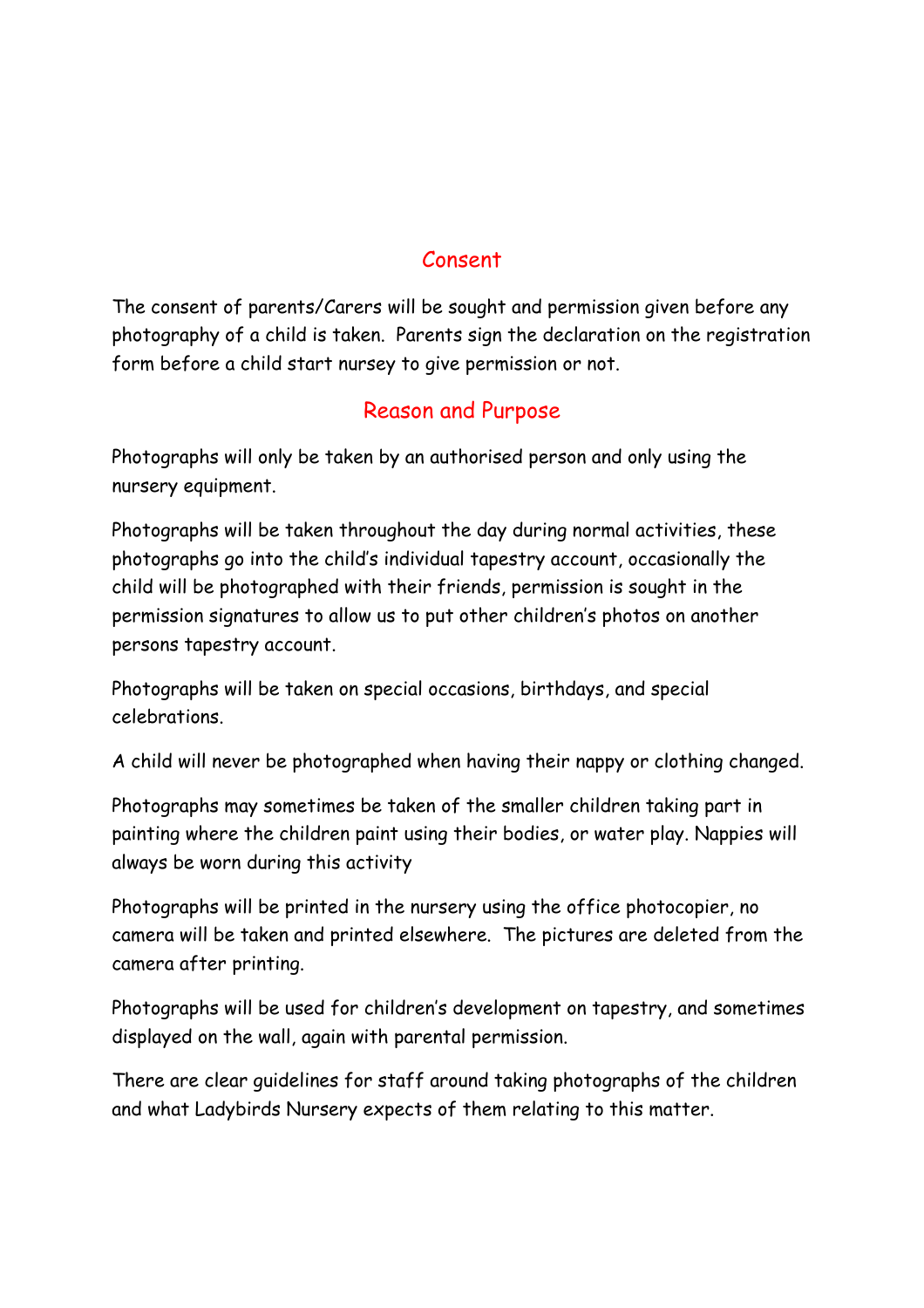## Consent

The consent of parents/Carers will be sought and permission given before any photography of a child is taken. Parents sign the declaration on the registration form before a child start nursey to give permission or not.

## Reason and Purpose

Photographs will only be taken by an authorised person and only using the nursery equipment.

Photographs will be taken throughout the day during normal activities, these photographs go into the child's individual tapestry account, occasionally the child will be photographed with their friends, permission is sought in the permission signatures to allow us to put other children's photos on another persons tapestry account.

Photographs will be taken on special occasions, birthdays, and special celebrations.

A child will never be photographed when having their nappy or clothing changed.

Photographs may sometimes be taken of the smaller children taking part in painting where the children paint using their bodies, or water play. Nappies will always be worn during this activity

Photographs will be printed in the nursery using the office photocopier, no camera will be taken and printed elsewhere. The pictures are deleted from the camera after printing.

Photographs will be used for children's development on tapestry, and sometimes displayed on the wall, again with parental permission.

There are clear guidelines for staff around taking photographs of the children and what Ladybirds Nursery expects of them relating to this matter.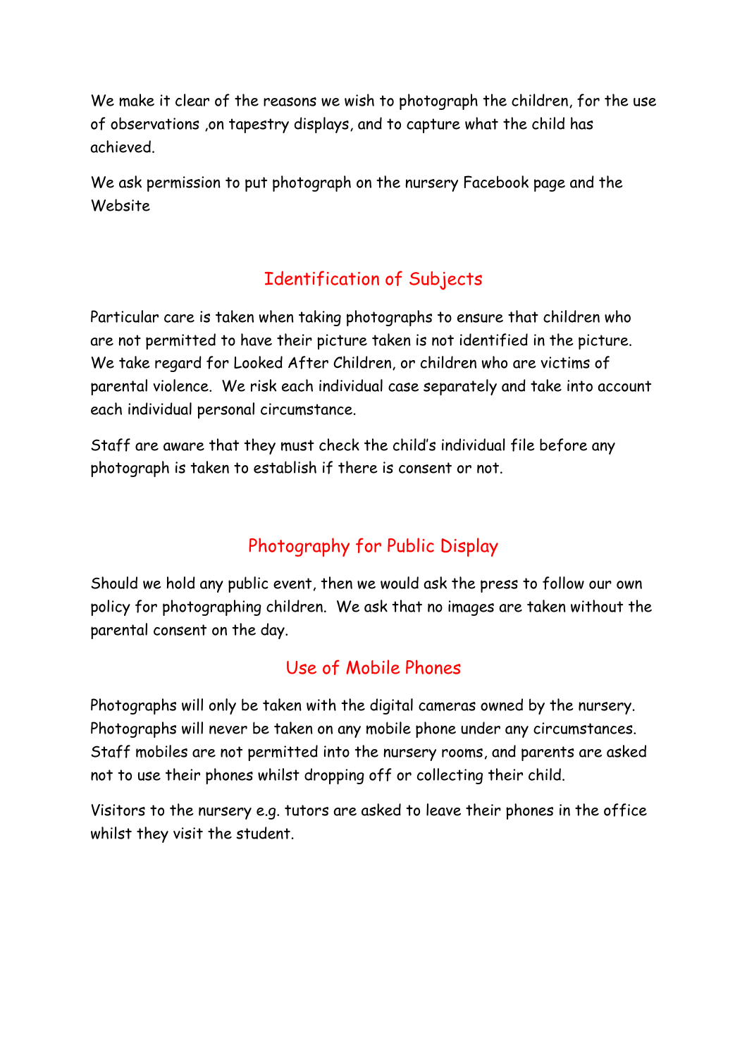We make it clear of the reasons we wish to photograph the children, for the use of observations ,on tapestry displays, and to capture what the child has achieved.

We ask permission to put photograph on the nursery Facebook page and the Website

## Identification of Subjects

Particular care is taken when taking photographs to ensure that children who are not permitted to have their picture taken is not identified in the picture. We take regard for Looked After Children, or children who are victims of parental violence. We risk each individual case separately and take into account each individual personal circumstance.

Staff are aware that they must check the child's individual file before any photograph is taken to establish if there is consent or not.

## Photography for Public Display

Should we hold any public event, then we would ask the press to follow our own policy for photographing children. We ask that no images are taken without the parental consent on the day.

## Use of Mobile Phones

Photographs will only be taken with the digital cameras owned by the nursery. Photographs will never be taken on any mobile phone under any circumstances. Staff mobiles are not permitted into the nursery rooms, and parents are asked not to use their phones whilst dropping off or collecting their child.

Visitors to the nursery e.g. tutors are asked to leave their phones in the office whilst they visit the student.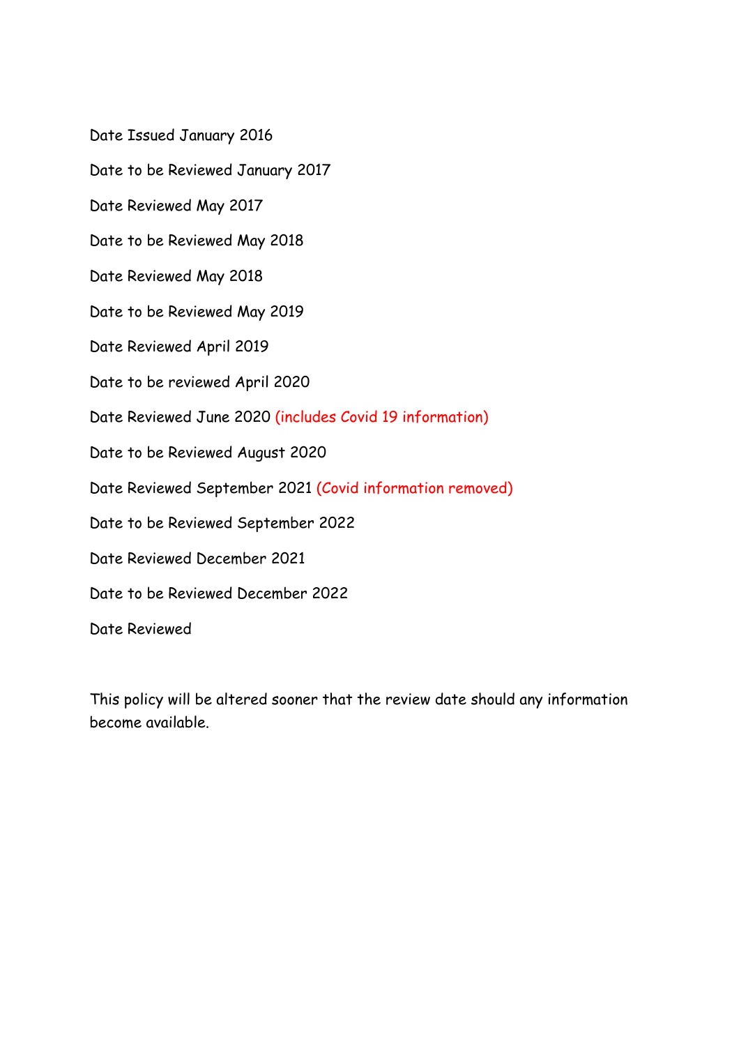Date Issued January 2016

Date to be Reviewed January 2017

Date Reviewed May 2017

Date to be Reviewed May 2018

Date Reviewed May 2018

Date to be Reviewed May 2019

Date Reviewed April 2019

Date to be reviewed April 2020

Date Reviewed June 2020 (includes Covid 19 information)

Date to be Reviewed August 2020

Date Reviewed September 2021 (Covid information removed)

Date to be Reviewed September 2022

Date Reviewed December 2021

Date to be Reviewed December 2022

Date Reviewed

This policy will be altered sooner that the review date should any information become available.